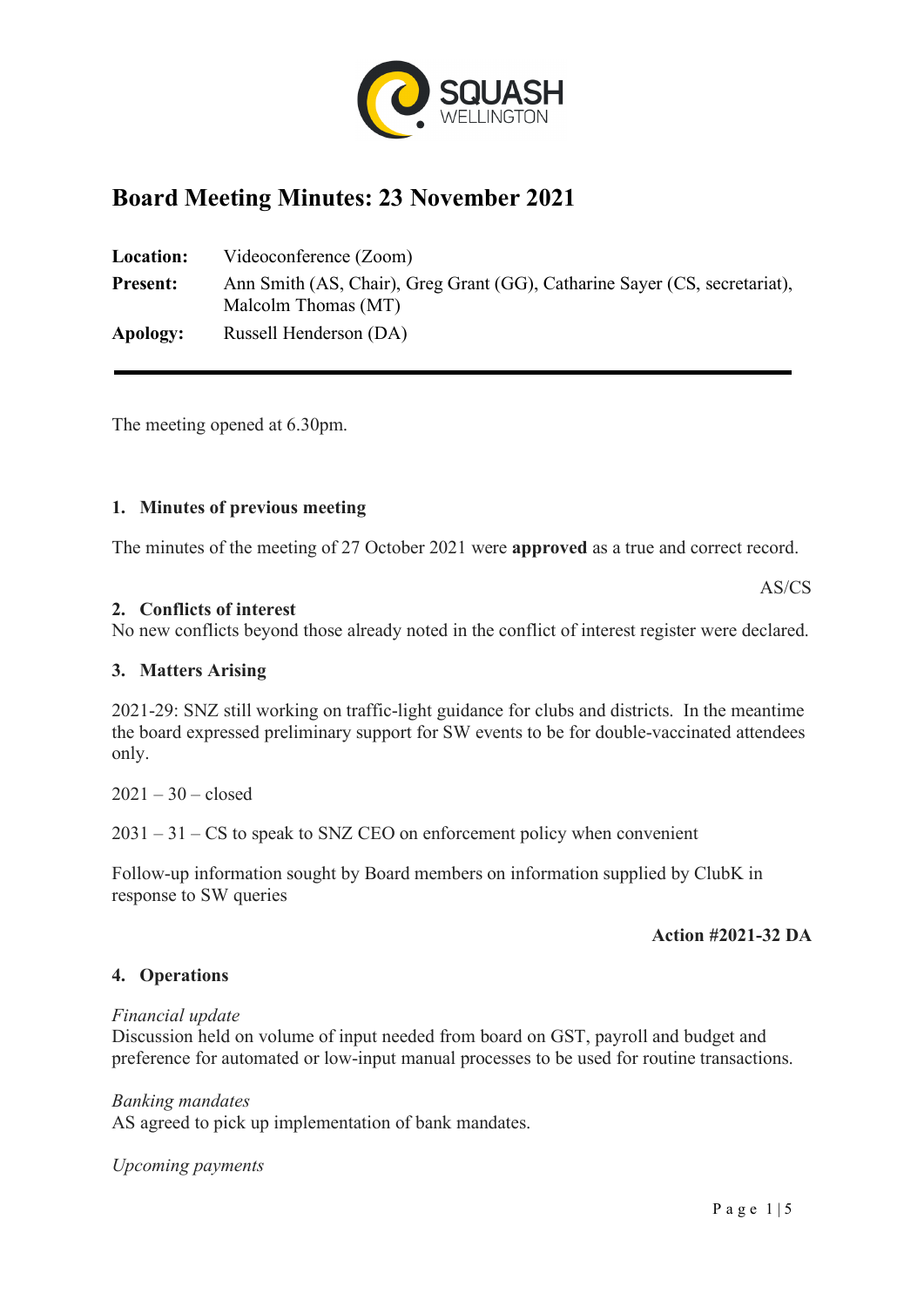# Board Meeting Minutes: 23 November 2021

**Location:** Videoconference (Zoom)

**Present:** Ann Smith (AS, Chair), Greg Grant (GG), Catharine Sayer (CS, secretariat), Malcolm Thomas (MT)

**Apology:** Russell Henderson (DA)

---

The meeting opened at 6.30pm.

## 1. Minutes of previous meeting

The minutes of the meeting of 27 October 2021 were **approved** as a true and correct record.

AS/CS

## 2. Conflicts of interest

No new conflicts beyond those already noted in the conflict of interest register were declared.

## 3. Matters Arising

2021-29: SNZ still working on traffic-light guidance for clubs and districts. In the meantime the board expressed preliminary support for SW events to be for double-vaccinated attendees only.

2021 – 30 – closed

2031 – 31 – CS to speak to SNZ CEO on enforcement policy when convenient

Follow-up information sought by Board members on information supplied by ClubK in response to SW queries

**Action #2021-32 DA**

## 4. Operations

*Financial update*

Discussion held on volume of input needed from board on GST, payroll and budget and preference for automated or low-input manual processes to be used for routine transactions.

*Banking mandates*

AS agreed to pick up implementation of bank mandates.

*Upcoming payments*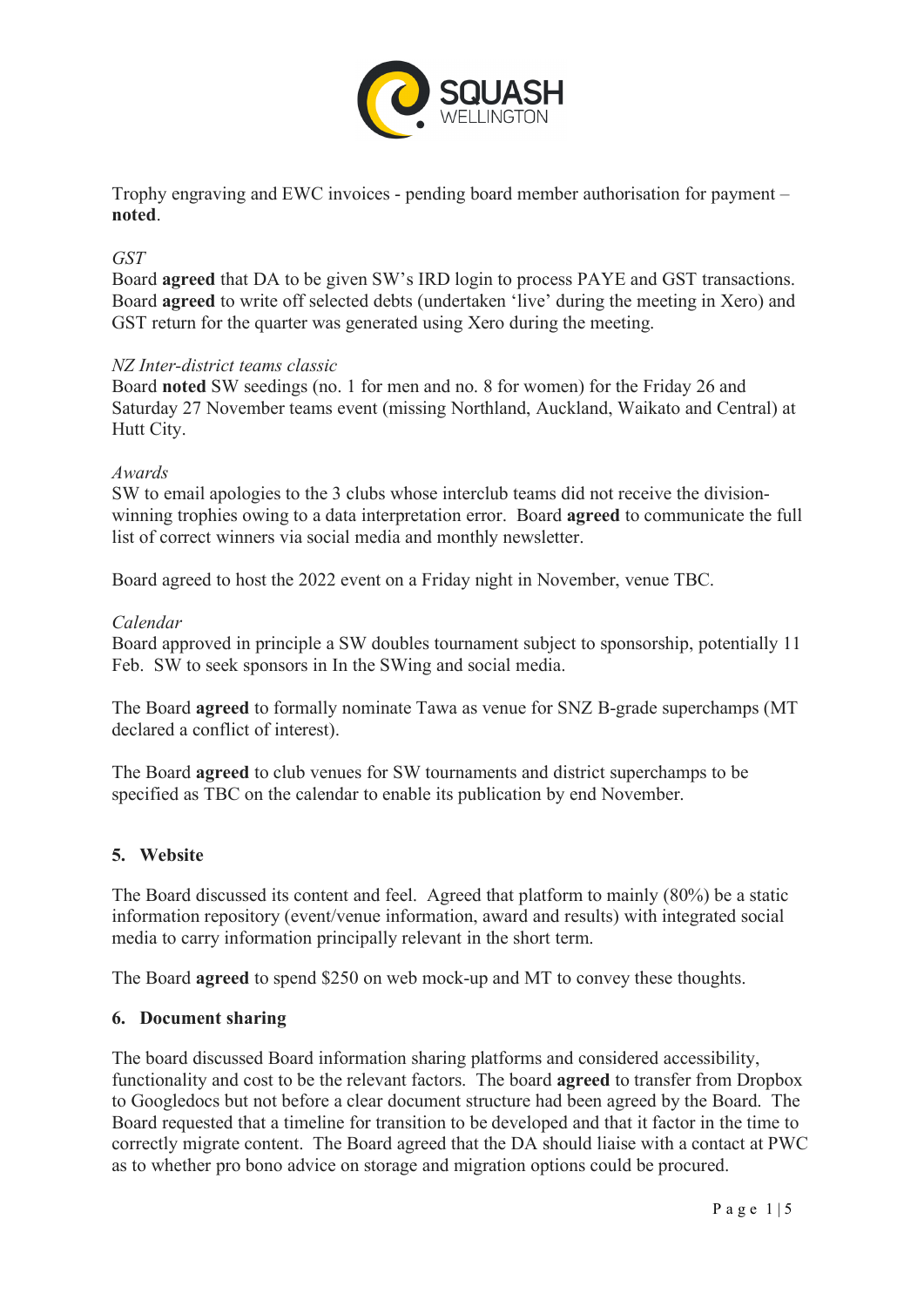Trophy engraving and EWC invoices - pending board member authorisation for payment – **noted**.

*GST*

Board **agreed** that DA to be given SW's IRD login to process PAYE and GST transactions. Board **agreed** to write off selected debts (undertaken 'live' during the meeting in Xero) and GST return for the quarter was generated using Xero during the meeting.

*NZ Inter-district teams classic*

Board **noted** SW seedings (no. 1 for men and no. 8 for women) for the Friday 26 and Saturday 27 November teams event (missing Northland, Auckland, Waikato and Central) at Hutt City.

*Awards*

SW to email apologies to the 3 clubs whose interclub teams did not receive the division-winning trophies owing to a data interpretation error. Board **agreed** to communicate the full list of correct winners via social media and monthly newsletter.

Board agreed to host the 2022 event on a Friday night in November, venue TBC.

*Calendar*

Board approved in principle a SW doubles tournament subject to sponsorship, potentially 11 Feb. SW to seek sponsors in In the SWing and social media.

The Board **agreed** to formally nominate Tawa as venue for SNZ B-grade superchamps (MT declared a conflict of interest).

The Board **agreed** to club venues for SW tournaments and district superchamps to be specified as TBC on the calendar to enable its publication by end November.

## 5. Website

The Board discussed its content and feel. Agreed that platform to mainly (80%) be a static information repository (event/venue information, award and results) with integrated social media to carry information principally relevant in the short term.

The Board **agreed** to spend $250 on web mock-up and MT to convey these thoughts.

## 6. Document sharing

The board discussed Board information sharing platforms and considered accessibility, functionality and cost to be the relevant factors. The board **agreed** to transfer from Dropbox to Googledocs but not before a clear document structure had been agreed by the Board. The Board requested that a timeline for transition to be developed and that it factor in the time to correctly migrate content. The Board agreed that the DA should liaise with a contact at PWC as to whether pro bono advice on storage and migration options could be procured.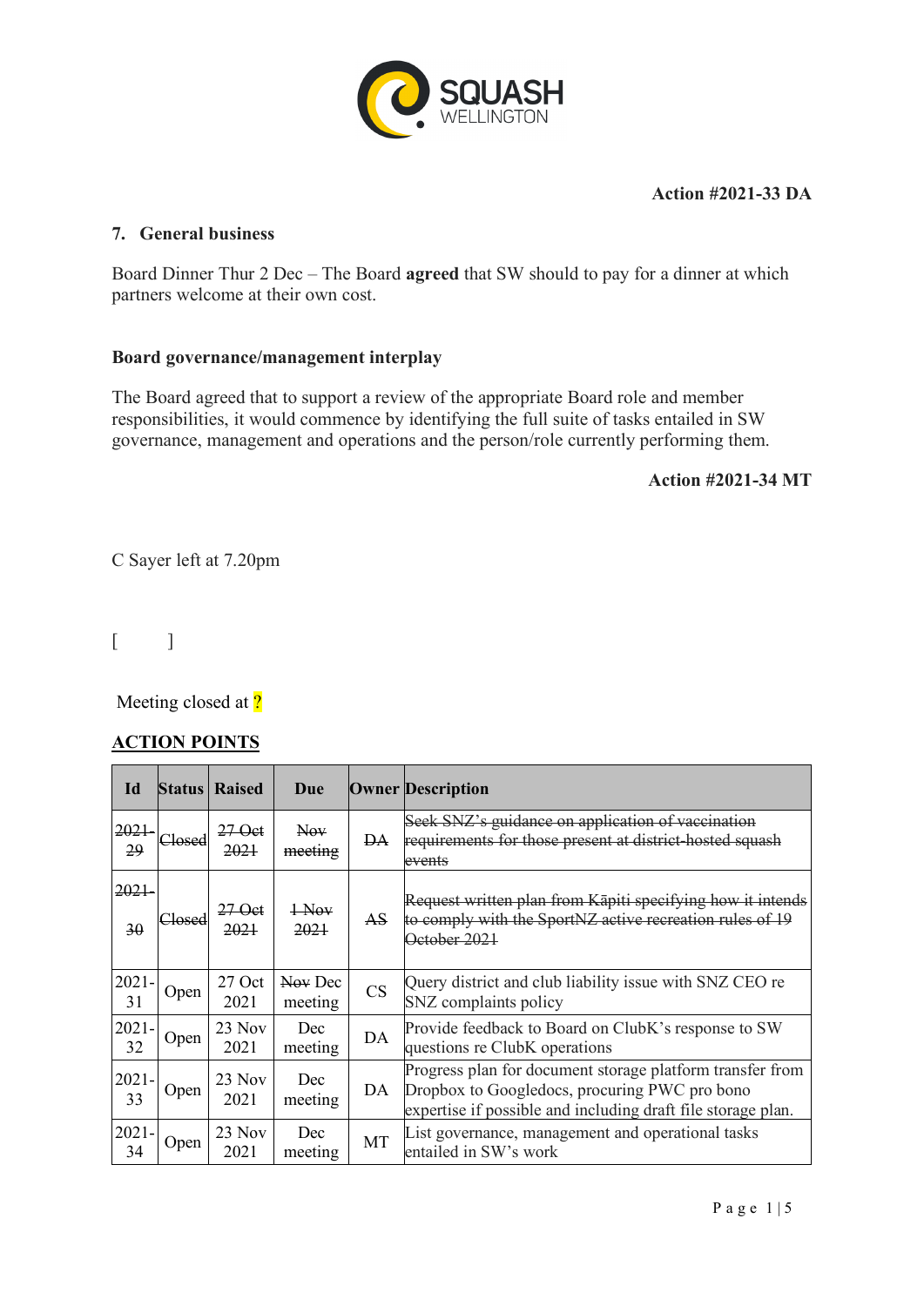**Action #2021-33 DA**

### 7. General business

Board Dinner Thur 2 Dec – The Board **agreed** that SW should to pay for a dinner at which partners welcome at their own cost.

**Board governance/management interplay**

The Board agreed that to support a review of the appropriate Board role and member responsibilities, it would commence by identifying the full suite of tasks entailed in SW governance, management and operations and the person/role currently performing them.

**Action #2021-34 MT**

C Sayer left at 7.20pm

[ ]

Meeting closed at ?

## ACTION POINTS

| Id | Status | Raised | Due | Owner | Description |
|---|---|---|---|---|---|
| ~~2021-29~~ | ~~Closed~~ | ~~27 Oct 2021~~ | ~~Nov meeting~~ | ~~DA~~ | ~~Seek SNZ's guidance on application of vaccination requirements for those present at district-hosted squash events~~ |
| ~~2021-30~~ | ~~Closed~~ | ~~27 Oct 2021~~ | ~~1 Nov 2021~~ | ~~AS~~ | ~~Request written plan from Kāpiti specifying how it intends to comply with the SportNZ active recreation rules of 19 October 2021~~ |
| 2021-31 | Open | 27 Oct 2021 | ~~Nov~~ Dec meeting | CS | Query district and club liability issue with SNZ CEO re SNZ complaints policy |
| 2021-32 | Open | 23 Nov 2021 | Dec meeting | DA | Provide feedback to Board on ClubK's response to SW questions re ClubK operations |
| 2021-33 | Open | 23 Nov 2021 | Dec meeting | DA | Progress plan for document storage platform transfer from Dropbox to Googledocs, procuring PWC pro bono expertise if possible and including draft file storage plan. |
| 2021-34 | Open | 23 Nov 2021 | Dec meeting | MT | List governance, management and operational tasks entailed in SW's work |